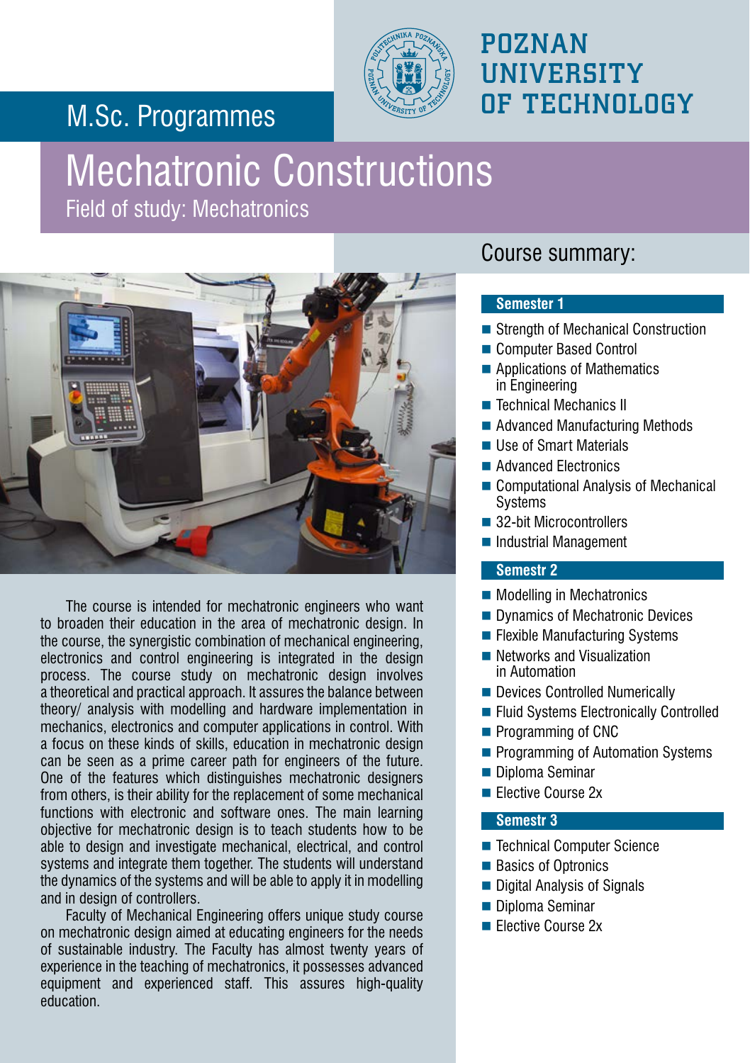# POZNAN UNIVERSITY OF TECHNOLOGY

## M.Sc. Programmes

# Mechatronic Constructions

Field of study: Mechatronics

The course is intended for mechatronic engineers who want to broaden their education in the area of mechatronic design. In the course, the synergistic combination of mechanical engineering, electronics and control engineering is integrated in the design process. The course study on mechatronic design involves a theoretical and practical approach. It assures the balance between theory/ analysis with modelling and hardware implementation in mechanics, electronics and computer applications in control. With a focus on these kinds of skills, education in mechatronic design can be seen as a prime career path for engineers of the future. One of the features which distinguishes mechatronic designers from others, is their ability for the replacement of some mechanical functions with electronic and software ones. The main learning objective for mechatronic design is to teach students how to be able to design and investigate mechanical, electrical, and control systems and integrate them together. The students will understand the dynamics of the systems and will be able to apply it in modelling and in design of controllers.

Faculty of Mechanical Engineering offers unique study course on mechatronic design aimed at educating engineers for the needs of sustainable industry. The Faculty has almost twenty years of experience in the teaching of mechatronics, it possesses advanced equipment and experienced staff. This assures high-quality education.

## Course summary:

### Semester 1

- Strength of Mechanical Construction
- Computer Based Control
- Applications of Mathematics in Engineering
- Technical Mechanics II
- Advanced Manufacturing Methods
- Use of Smart Materials
- Advanced Electronics
- Computational Analysis of Mechanical Systems
- 32-bit Microcontrollers
- Industrial Management

### Semestr 2

- Modelling in Mechatronics
- Dynamics of Mechatronic Devices
- Flexible Manufacturing Systems
- Networks and Visualization in Automation
- Devices Controlled Numerically
- Fluid Systems Electronically Controlled
- Programming of CNC
- Programming of Automation Systems
- Diploma Seminar
- Elective Course 2x

### Semestr 3

- Technical Computer Science
- Basics of Optronics
- Digital Analysis of Signals
- Diploma Seminar
- Elective Course 2x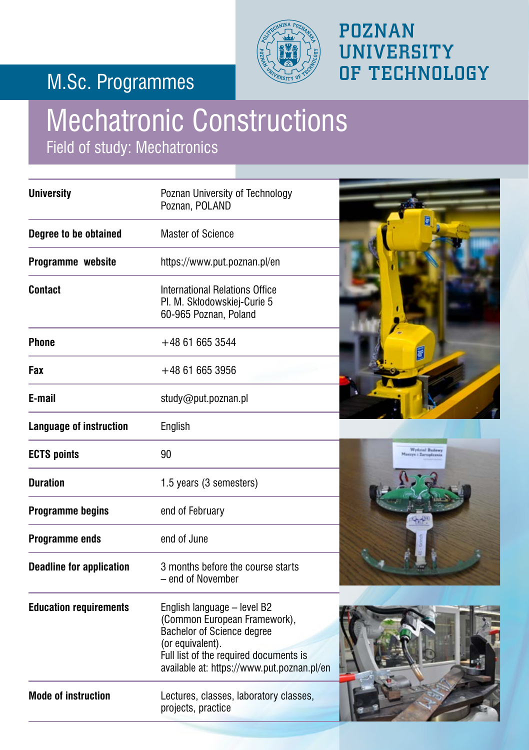POZNAN UNIVERSITY OF TECHNOLOGY

M.Sc. Programmes

# Mechatronic Constructions

## Field of study: Mechatronics

| | |
|---|---|
| **University** | Poznan University of Technology<br>Poznan, POLAND |
| **Degree to be obtained** | Master of Science |
| **Programme website** | https://www.put.poznan.pl/en |
| **Contact** | International Relations Office<br>Pl. M. Skłodowskiej-Curie 5<br>60-965 Poznan, Poland |
| **Phone** | +48 61 665 3544 |
| **Fax** | +48 61 665 3956 |
| **E-mail** | study@put.poznan.pl |
| **Language of instruction** | English |
| **ECTS points** | 90 |
| **Duration** | 1.5 years (3 semesters) |
| **Programme begins** | end of February |
| **Programme ends** | end of June |
| **Deadline for application** | 3 months before the course starts – end of November |
| **Education requirements** | English language – level B2 (Common European Framework), Bachelor of Science degree (or equivalent).<br>Full list of the required documents is available at: https://www.put.poznan.pl/en |
| **Mode of instruction** | Lectures, classes, laboratory classes, projects, practice |